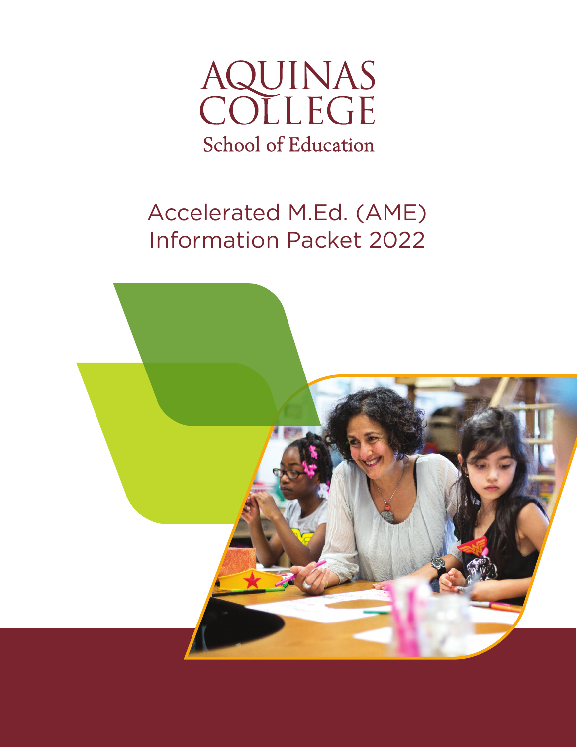# AQUINAS COLLEGE

## School of Education

# Accelerated M.Ed. (AME) Information Packet 2022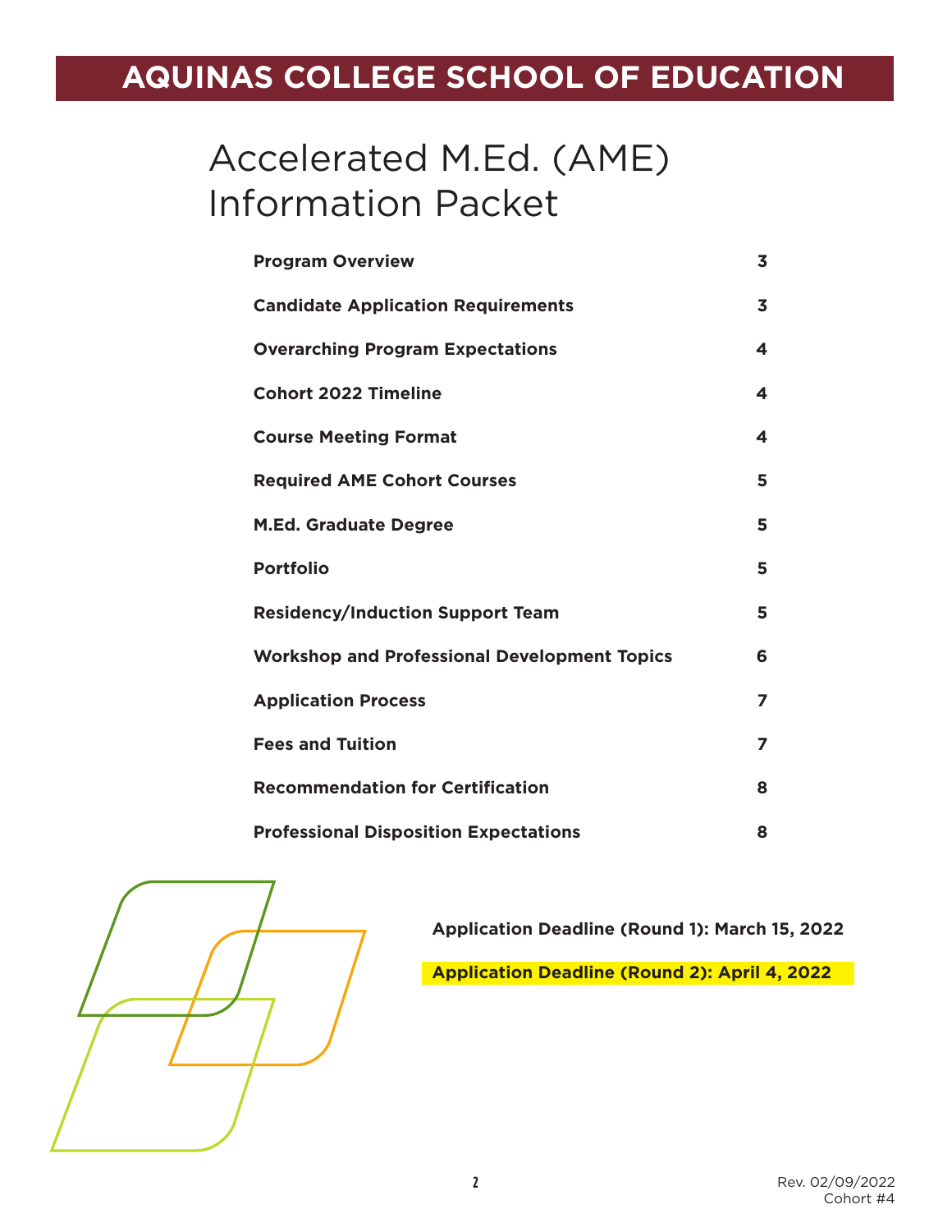# AQUINAS COLLEGE SCHOOL OF EDUCATION

## Accelerated M.Ed. (AME) Information Packet

| | |
|---|---|
| **Program Overview** | **3** |
| **Candidate Application Requirements** | **3** |
| **Overarching Program Expectations** | **4** |
| **Cohort 2022 Timeline** | **4** |
| **Course Meeting Format** | **4** |
| **Required AME Cohort Courses** | **5** |
| **M.Ed. Graduate Degree** | **5** |
| **Portfolio** | **5** |
| **Residency/Induction Support Team** | **5** |
| **Workshop and Professional Development Topics** | **6** |
| **Application Process** | **7** |
| **Fees and Tuition** | **7** |
| **Recommendation for Certification** | **8** |
| **Professional Disposition Expectations** | **8** |

**Application Deadline (Round 1): March 15, 2022**

**Application Deadline (Round 2): April 4, 2022**

Rev. 02/09/2022
Cohort #4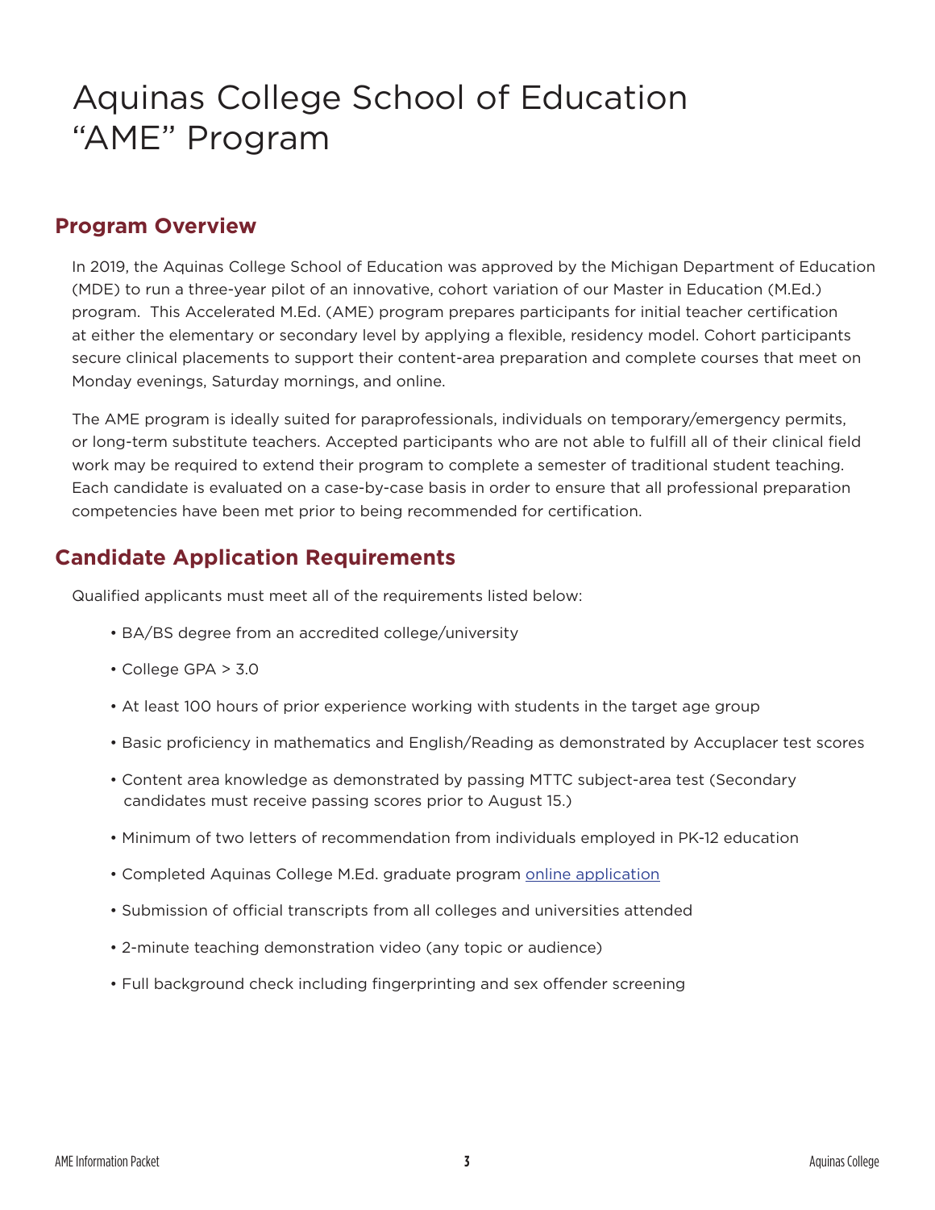# Aquinas College School of Education "AME" Program

## Program Overview

In 2019, the Aquinas College School of Education was approved by the Michigan Department of Education (MDE) to run a three-year pilot of an innovative, cohort variation of our Master in Education (M.Ed.) program. This Accelerated M.Ed. (AME) program prepares participants for initial teacher certification at either the elementary or secondary level by applying a flexible, residency model. Cohort participants secure clinical placements to support their content-area preparation and complete courses that meet on Monday evenings, Saturday mornings, and online.

The AME program is ideally suited for paraprofessionals, individuals on temporary/emergency permits, or long-term substitute teachers. Accepted participants who are not able to fulfill all of their clinical field work may be required to extend their program to complete a semester of traditional student teaching. Each candidate is evaluated on a case-by-case basis in order to ensure that all professional preparation competencies have been met prior to being recommended for certification.

## Candidate Application Requirements

Qualified applicants must meet all of the requirements listed below:

- BA/BS degree from an accredited college/university
- College GPA > 3.0
- At least 100 hours of prior experience working with students in the target age group
- Basic proficiency in mathematics and English/Reading as demonstrated by Accuplacer test scores
- Content area knowledge as demonstrated by passing MTTC subject-area test (Secondary candidates must receive passing scores prior to August 15.)
- Minimum of two letters of recommendation from individuals employed in PK-12 education
- Completed Aquinas College M.Ed. graduate program online application
- Submission of official transcripts from all colleges and universities attended
- 2-minute teaching demonstration video (any topic or audience)
- Full background check including fingerprinting and sex offender screening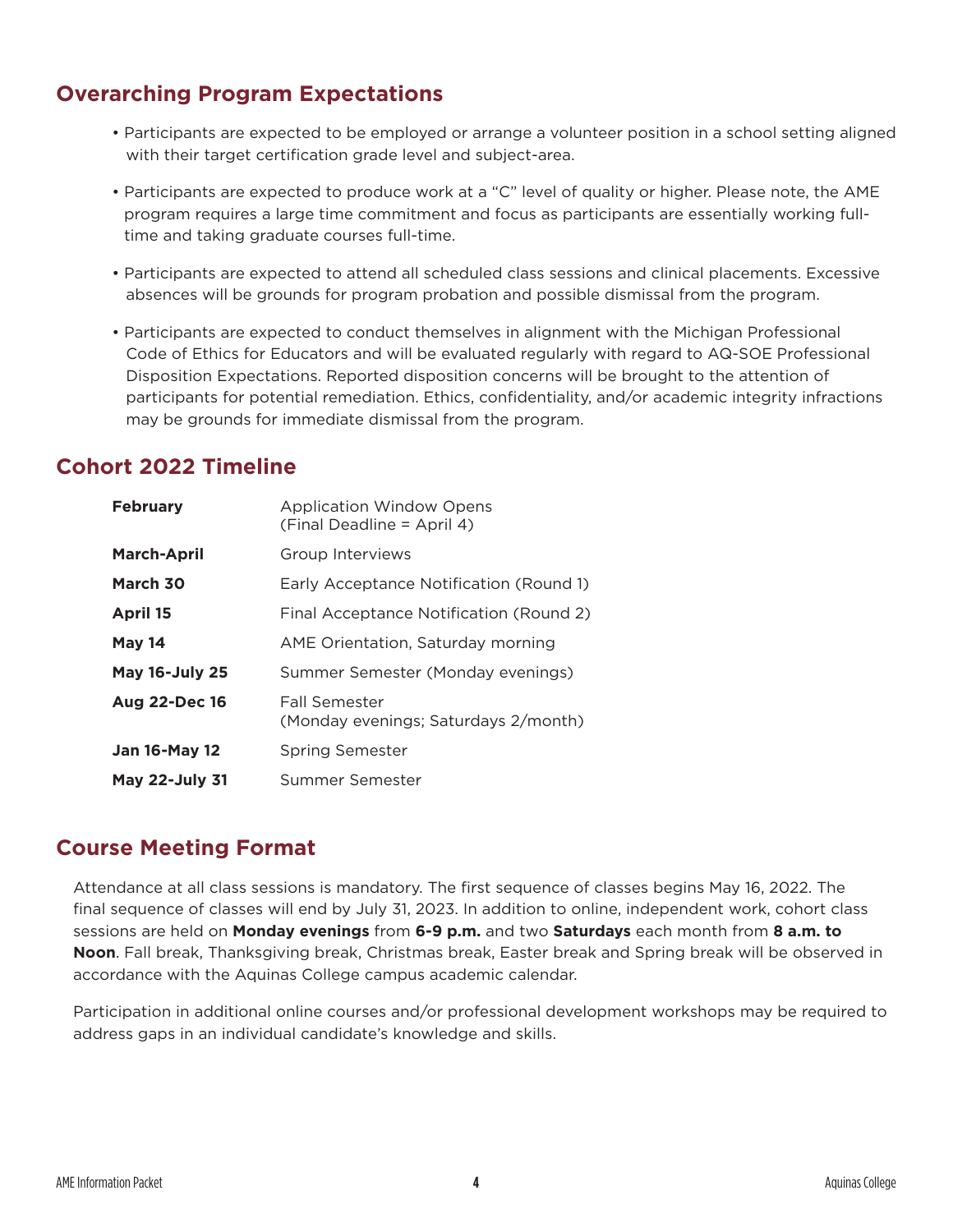## Overarching Program Expectations

- Participants are expected to be employed or arrange a volunteer position in a school setting aligned with their target certification grade level and subject-area.
- Participants are expected to produce work at a "C" level of quality or higher. Please note, the AME program requires a large time commitment and focus as participants are essentially working full-time and taking graduate courses full-time.
- Participants are expected to attend all scheduled class sessions and clinical placements. Excessive absences will be grounds for program probation and possible dismissal from the program.
- Participants are expected to conduct themselves in alignment with the Michigan Professional Code of Ethics for Educators and will be evaluated regularly with regard to AQ-SOE Professional Disposition Expectations. Reported disposition concerns will be brought to the attention of participants for potential remediation. Ethics, confidentiality, and/or academic integrity infractions may be grounds for immediate dismissal from the program.

## Cohort 2022 Timeline

| | |
|---|---|
| **February** | Application Window Opens (Final Deadline = April 4) |
| **March-April** | Group Interviews |
| **March 30** | Early Acceptance Notification (Round 1) |
| **April 15** | Final Acceptance Notification (Round 2) |
| **May 14** | AME Orientation, Saturday morning |
| **May 16-July 25** | Summer Semester (Monday evenings) |
| **Aug 22-Dec 16** | Fall Semester (Monday evenings; Saturdays 2/month) |
| **Jan 16-May 12** | Spring Semester |
| **May 22-July 31** | Summer Semester |

## Course Meeting Format

Attendance at all class sessions is mandatory. The first sequence of classes begins May 16, 2022. The final sequence of classes will end by July 31, 2023. In addition to online, independent work, cohort class sessions are held on **Monday evenings** from **6-9 p.m.** and two **Saturdays** each month from **8 a.m. to Noon**. Fall break, Thanksgiving break, Christmas break, Easter break and Spring break will be observed in accordance with the Aquinas College campus academic calendar.

Participation in additional online courses and/or professional development workshops may be required to address gaps in an individual candidate's knowledge and skills.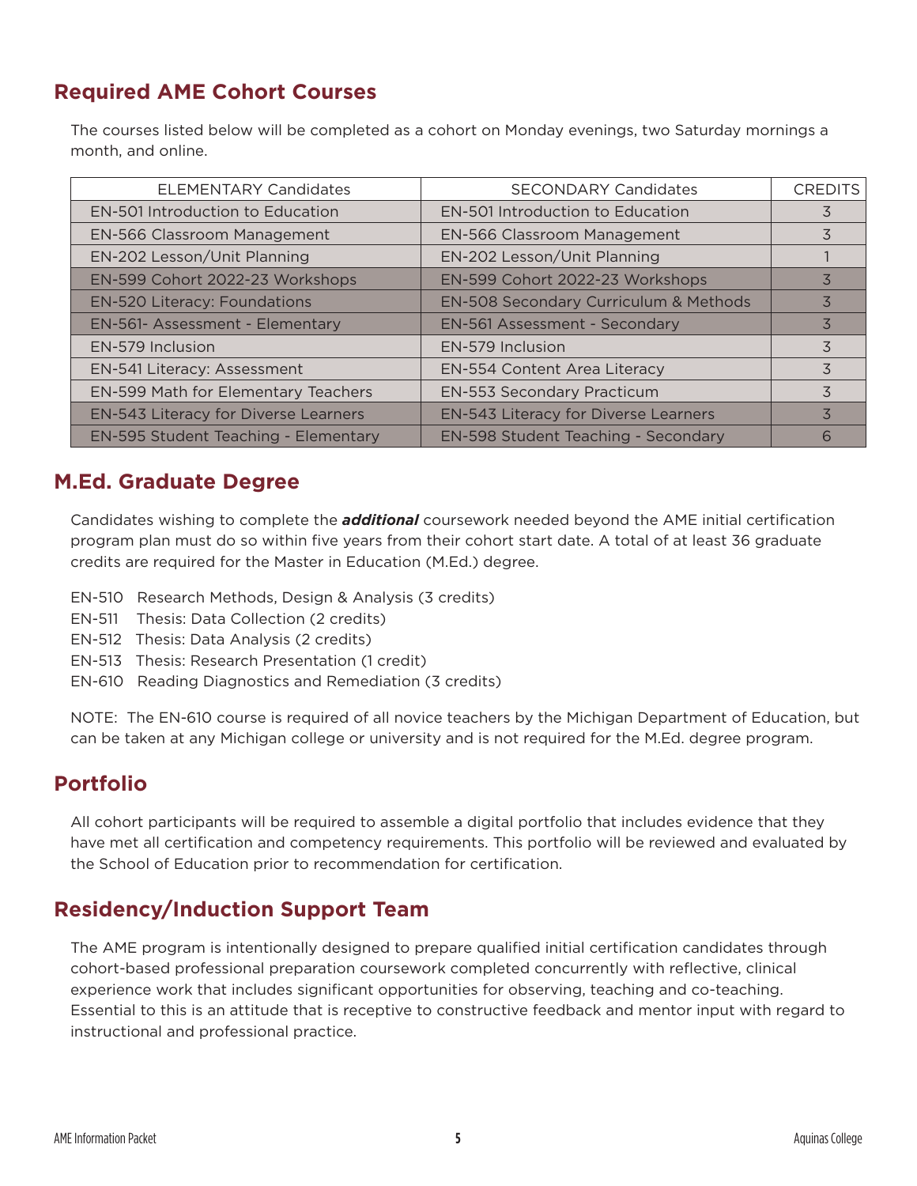## Required AME Cohort Courses

The courses listed below will be completed as a cohort on Monday evenings, two Saturday mornings a month, and online.

| ELEMENTARY Candidates | SECONDARY Candidates | CREDITS |
|---|---|---|
| EN-501 Introduction to Education | EN-501 Introduction to Education | 3 |
| EN-566 Classroom Management | EN-566 Classroom Management | 3 |
| EN-202 Lesson/Unit Planning | EN-202 Lesson/Unit Planning | 1 |
| EN-599 Cohort 2022-23 Workshops | EN-599 Cohort 2022-23 Workshops | 3 |
| EN-520 Literacy: Foundations | EN-508 Secondary Curriculum & Methods | 3 |
| EN-561- Assessment - Elementary | EN-561 Assessment - Secondary | 3 |
| EN-579 Inclusion | EN-579 Inclusion | 3 |
| EN-541 Literacy: Assessment | EN-554 Content Area Literacy | 3 |
| EN-599 Math for Elementary Teachers | EN-553 Secondary Practicum | 3 |
| EN-543 Literacy for Diverse Learners | EN-543 Literacy for Diverse Learners | 3 |
| EN-595 Student Teaching - Elementary | EN-598 Student Teaching - Secondary | 6 |

## M.Ed. Graduate Degree

Candidates wishing to complete the ***additional*** coursework needed beyond the AME initial certification program plan must do so within five years from their cohort start date. A total of at least 36 graduate credits are required for the Master in Education (M.Ed.) degree.

EN-510 Research Methods, Design & Analysis (3 credits)
EN-511 Thesis: Data Collection (2 credits)
EN-512 Thesis: Data Analysis (2 credits)
EN-513 Thesis: Research Presentation (1 credit)
EN-610 Reading Diagnostics and Remediation (3 credits)

NOTE: The EN-610 course is required of all novice teachers by the Michigan Department of Education, but can be taken at any Michigan college or university and is not required for the M.Ed. degree program.

## Portfolio

All cohort participants will be required to assemble a digital portfolio that includes evidence that they have met all certification and competency requirements. This portfolio will be reviewed and evaluated by the School of Education prior to recommendation for certification.

## Residency/Induction Support Team

The AME program is intentionally designed to prepare qualified initial certification candidates through cohort-based professional preparation coursework completed concurrently with reflective, clinical experience work that includes significant opportunities for observing, teaching and co-teaching. Essential to this is an attitude that is receptive to constructive feedback and mentor input with regard to instructional and professional practice.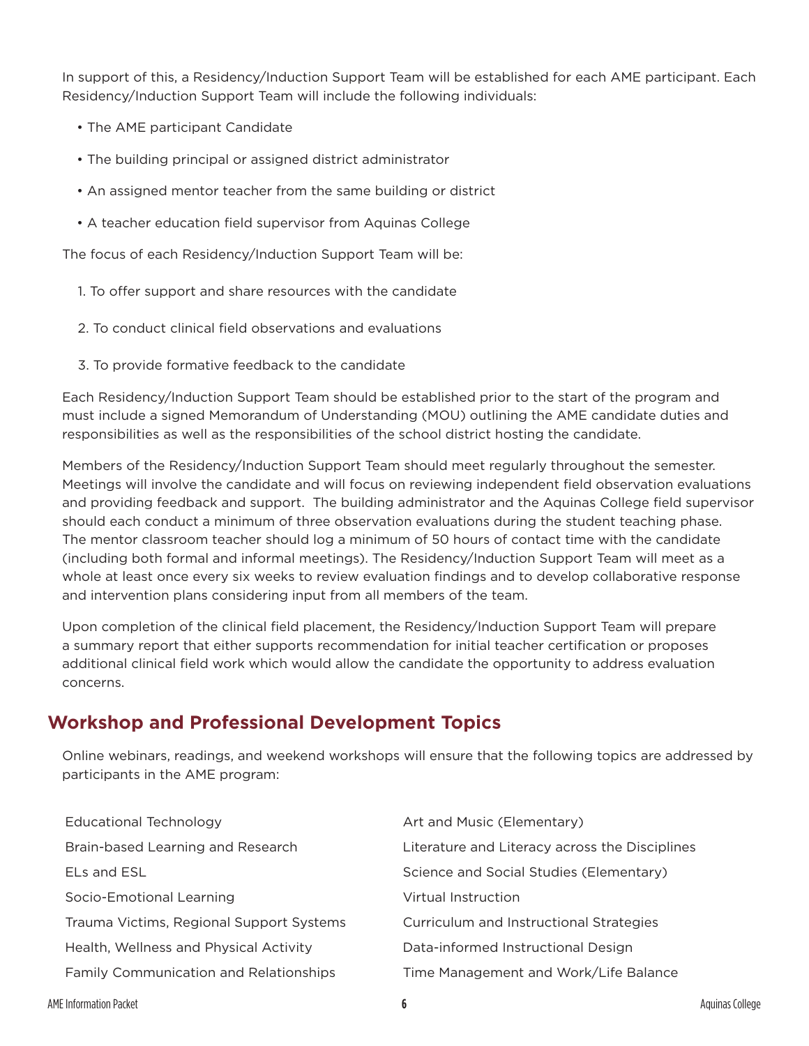In support of this, a Residency/Induction Support Team will be established for each AME participant. Each Residency/Induction Support Team will include the following individials:

- The AME participant Candidate
- The building principal or assigned district administrator
- An assigned mentor teacher from the same building or district
- A teacher education field supervisor from Aquinas College

The focus of each Residency/Induction Support Team will be:

1. To offer support and share resources with the candidate
2. To conduct clinical field observations and evaluations
3. To provide formative feedback to the candidate

Each Residency/Induction Support Team should be established prior to the start of the program and must include a signed Memorandum of Understanding (MOU) outlining the AME candidate duties and responsibilities as well as the responsibilities of the school district hosting the candidate.

Members of the Residency/Induction Support Team should meet regularly throughout the semester. Meetings will involve the candidate and will focus on reviewing independent field observation evaluations and providing feedback and support. The building administrator and the Aquinas College field supervisor should each conduct a minimum of three observation evaluations during the student teaching phase. The mentor classroom teacher should log a minimum of 50 hours of contact time with the candidate (including both formal and informal meetings). The Residency/Induction Support Team will meet as a whole at least once every six weeks to review evaluation findings and to develop collaborative response and intervention plans considering input from all members of the team.

Upon completion of the clinical field placement, the Residency/Induction Support Team will prepare a summary report that either supports recommendation for initial teacher certification or proposes additional clinical field work which would allow the candidate the opportunity to address evaluation concerns.

## Workshop and Professional Development Topics

Online webinars, readings, and weekend workshops will ensure that the following topics are addressed by participants in the AME program:

- Educational Technology
- Brain-based Learning and Research
- ELs and ESL
- Socio-Emotional Learning
- Trauma Victims, Regional Support Systems
- Health, Wellness and Physical Activity
- Family Communication and Relationships
- Art and Music (Elementary)
- Literature and Literacy across the Disciplines
- Science and Social Studies (Elementary)
- Virtual Instruction
- Curriculum and Instructional Strategies
- Data-informed Instructional Design
- Time Management and Work/Life Balance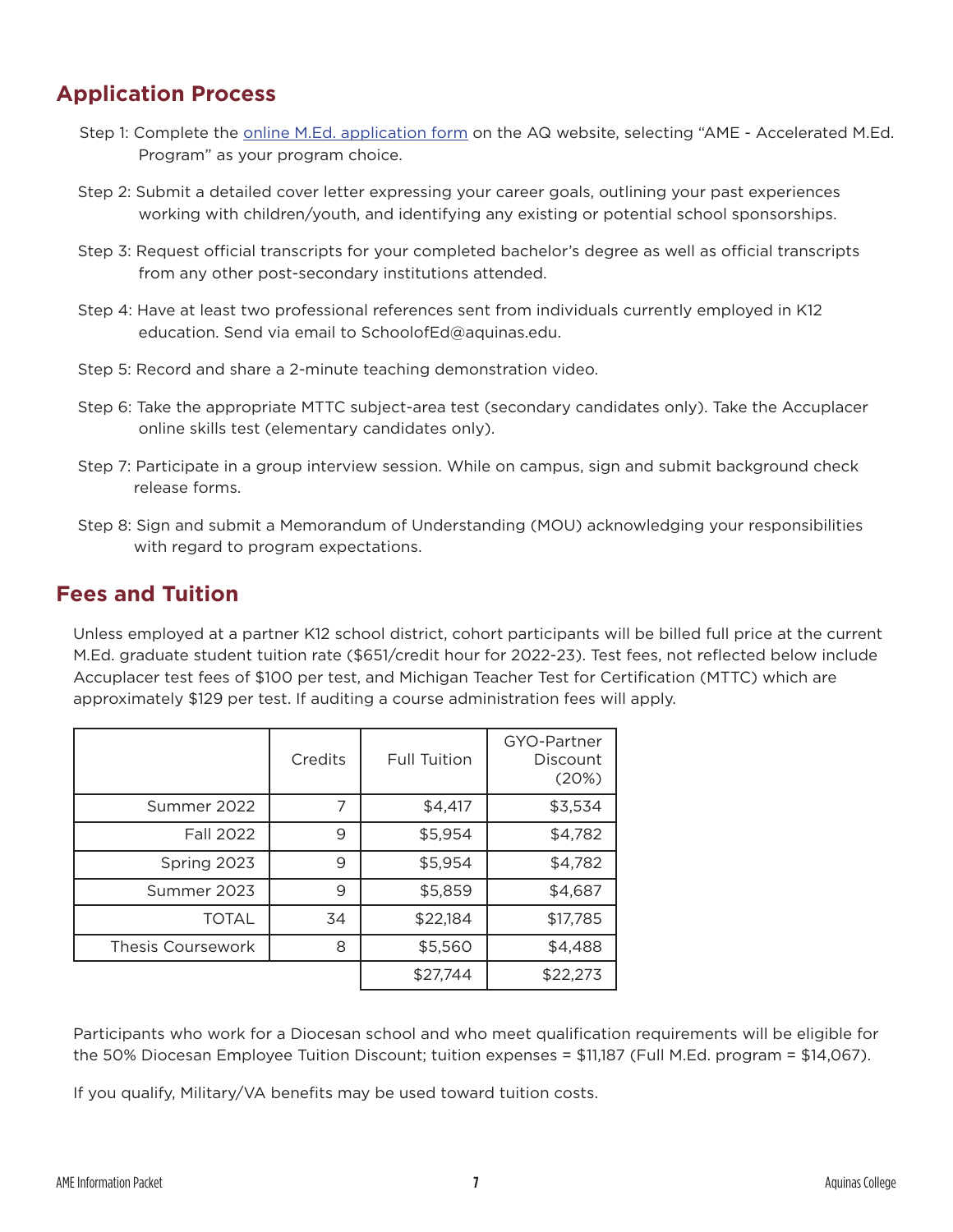## Application Process

Step 1: Complete the [online M.Ed. application form](#) on the AQ website, selecting "AME - Accelerated M.Ed. Program" as your program choice.

Step 2: Submit a detailed cover letter expressing your career goals, outlining your past experiences working with children/youth, and identifying any existing or potential school sponsorships.

Step 3: Request official transcripts for your completed bachelor's degree as well as official transcripts from any other post-secondary institutions attended.

Step 4: Have at least two professional references sent from individuals currently employed in K12 education. Send via email to SchoolofEd@aquinas.edu.

Step 5: Record and share a 2-minute teaching demonstration video.

Step 6: Take the appropriate MTTC subject-area test (secondary candidates only). Take the Accuplacer online skills test (elementary candidates only).

Step 7: Participate in a group interview session. While on campus, sign and submit background check release forms.

Step 8: Sign and submit a Memorandum of Understanding (MOU) acknowledging your responsibilities with regard to program expectations.

## Fees and Tuition

Unless employed at a partner K12 school district, cohort participants will be billed full price at the current M.Ed. graduate student tuition rate ($651/credit hour for 2022-23). Test fees, not reflected below include Accuplacer test fees of $100 per test, and Michigan Teacher Test for Certification (MTTC) which are approximately $129 per test. If auditing a course administration fees will apply.

| | Credits | Full Tuition | GYO-Partner Discount (20%) |
|---|---|---|---|
| Summer 2022 | 7 | $4,417 | $3,534 |
| Fall 2022 | 9 | $5,954 | $4,782 |
| Spring 2023 | 9 | $5,954 | $4,782 |
| Summer 2023 | 9 | $5,859 | $4,687 |
| TOTAL | 34 | $22,184 | $17,785 |
| Thesis Coursework | 8 | $5,560 | $4,488 |
| | | $27,744 | $22,273 |

Participants who work for a Diocesan school and who meet qualification requirements will be eligible for the 50% Diocesan Employee Tuition Discount; tuition expenses = $11,187 (Full M.Ed. program = $14,067).

If you qualify, Military/VA benefits may be used toward tuition costs.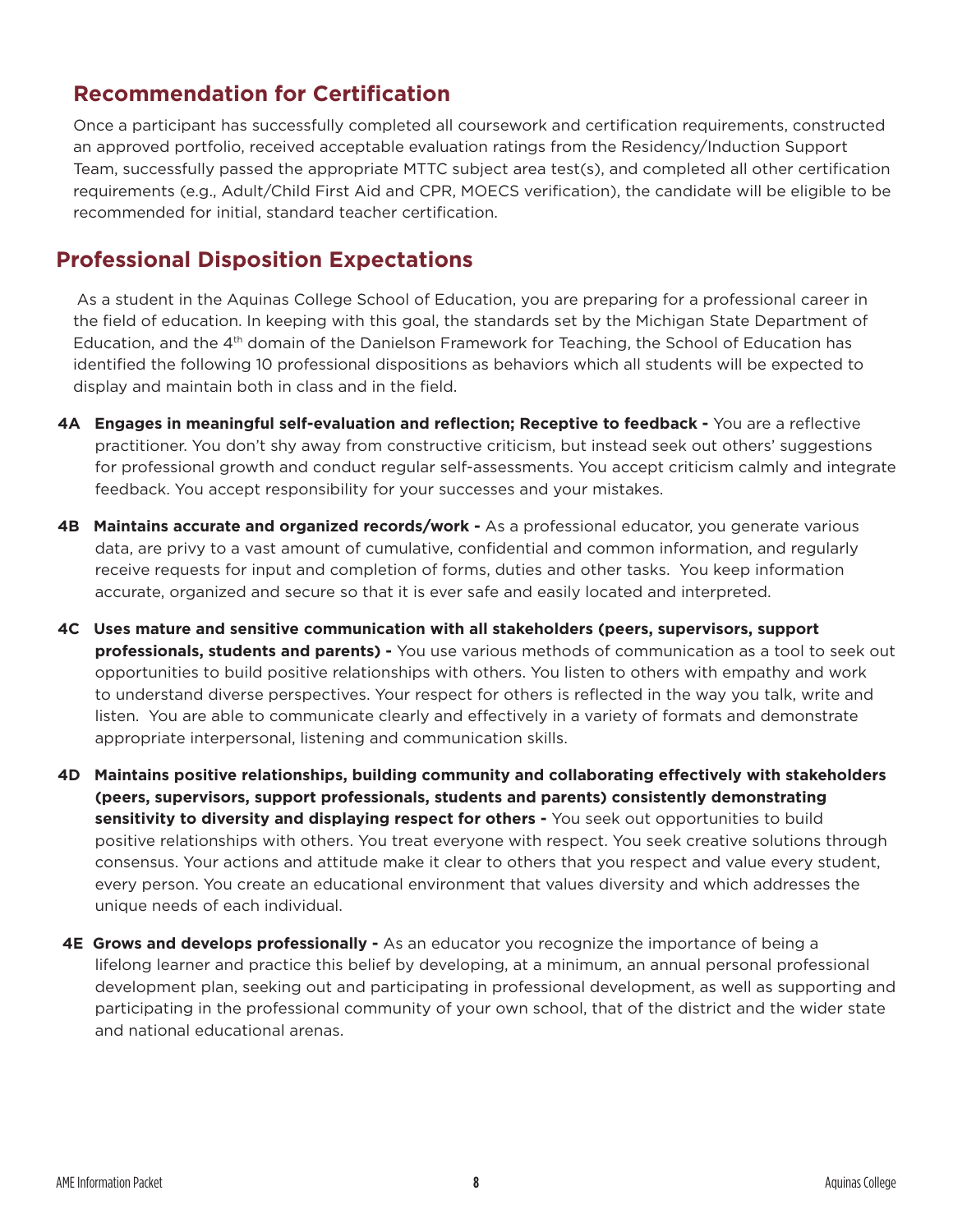## Recommendation for Certification

Once a participant has successfully completed all coursework and certification requirements, constructed an approved portfolio, received acceptable evaluation ratings from the Residency/Induction Support Team, successfully passed the appropriate MTTC subject area test(s), and completed all other certification requirements (e.g., Adult/Child First Aid and CPR, MOECS verification), the candidate will be eligible to be recommended for initial, standard teacher certification.

## Professional Disposition Expectations

As a student in the Aquinas College School of Education, you are preparing for a professional career in the field of education. In keeping with this goal, the standards set by the Michigan State Department of Education, and the 4th domain of the Danielson Framework for Teaching, the School of Education has identified the following 10 professional dispositions as behaviors which all students will be expected to display and maintain both in class and in the field.

**4A Engages in meaningful self-evaluation and reflection; Receptive to feedback -** You are a reflective practitioner. You don't shy away from constructive criticism, but instead seek out others' suggestions for professional growth and conduct regular self-assessments. You accept criticism calmly and integrate feedback. You accept responsibility for your successes and your mistakes.

**4B Maintains accurate and organized records/work -** As a professional educator, you generate various data, are privy to a vast amount of cumulative, confidential and common information, and regularly receive requests for input and completion of forms, duties and other tasks. You keep information accurate, organized and secure so that it is ever safe and easily located and interpreted.

**4C Uses mature and sensitive communication with all stakeholders (peers, supervisors, support professionals, students and parents) -** You use various methods of communication as a tool to seek out opportunities to build positive relationships with others. You listen to others with empathy and work to understand diverse perspectives. Your respect for others is reflected in the way you talk, write and listen. You are able to communicate clearly and effectively in a variety of formats and demonstrate appropriate interpersonal, listening and communication skills.

**4D Maintains positive relationships, building community and collaborating effectively with stakeholders (peers, supervisors, support professionals, students and parents) consistently demonstrating sensitivity to diversity and displaying respect for others -** You seek out opportunities to build positive relationships with others. You treat everyone with respect. You seek creative solutions through consensus. Your actions and attitude make it clear to others that you respect and value every student, every person. You create an educational environment that values diversity and which addresses the unique needs of each individual.

**4E Grows and develops professionally -** As an educator you recognize the importance of being a lifelong learner and practice this belief by developing, at a minimum, an annual personal professional development plan, seeking out and participating in professional development, as well as supporting and participating in the professional community of your own school, that of the district and the wider state and national educational arenas.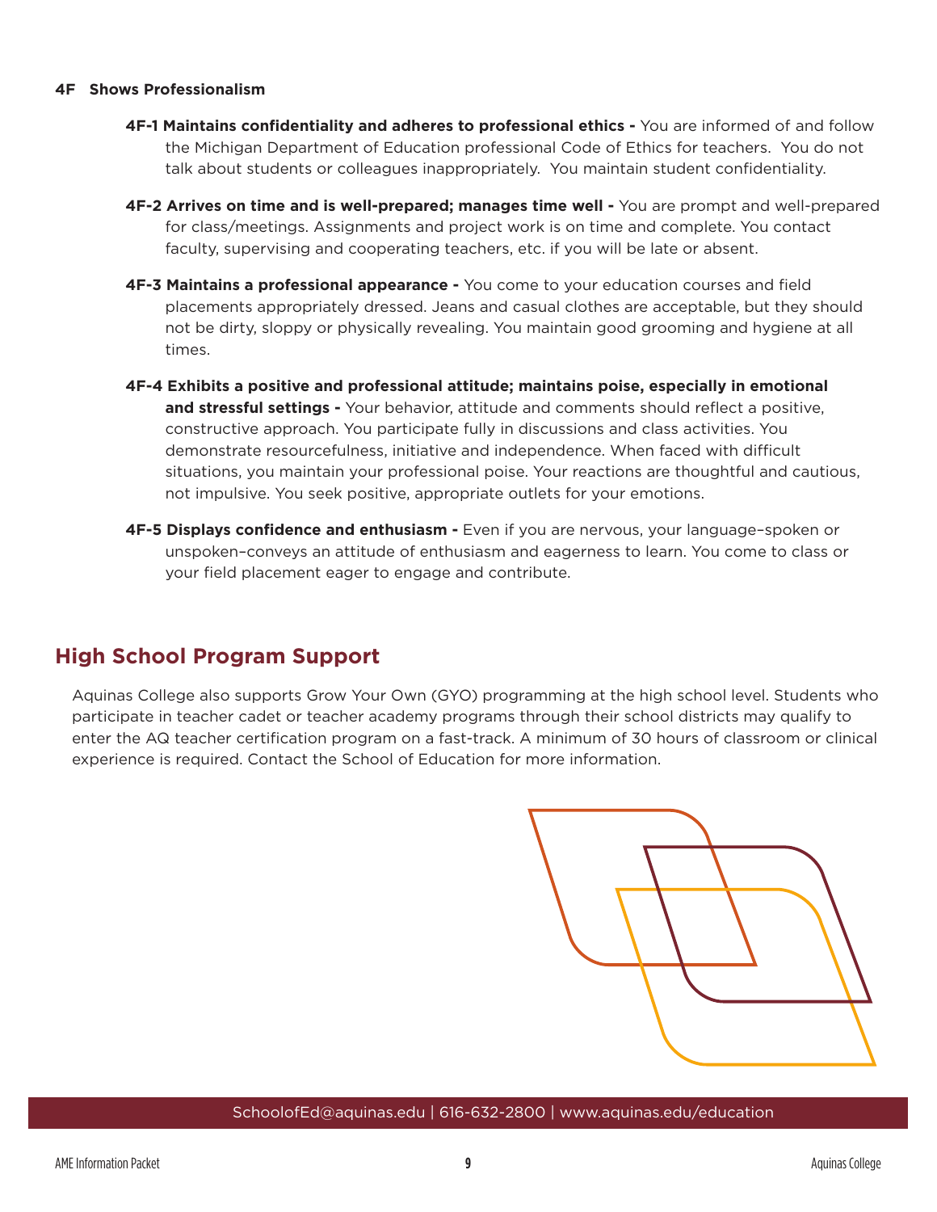**4F Shows Professionalism**

**4F-1 Maintains confidentiality and adheres to professional ethics -** You are informed of and follow the Michigan Department of Education professional Code of Ethics for teachers. You do not talk about students or colleagues inappropriately. You maintain student confidentiality.

**4F-2 Arrives on time and is well-prepared; manages time well -** You are prompt and well-prepared for class/meetings. Assignments and project work is on time and complete. You contact faculty, supervising and cooperating teachers, etc. if you will be late or absent.

**4F-3 Maintains a professional appearance -** You come to your education courses and field placements appropriately dressed. Jeans and casual clothes are acceptable, but they should not be dirty, sloppy or physically revealing. You maintain good grooming and hygiene at all times.

**4F-4 Exhibits a positive and professional attitude; maintains poise, especially in emotional and stressful settings -** Your behavior, attitude and comments should reflect a positive, constructive approach. You participate fully in discussions and class activities. You demonstrate resourcefulness, initiative and independence. When faced with difficult situations, you maintain your professional poise. Your reactions are thoughtful and cautious, not impulsive. You seek positive, appropriate outlets for your emotions.

**4F-5 Displays confidence and enthusiasm -** Even if you are nervous, your language–spoken or unspoken–conveys an attitude of enthusiasm and eagerness to learn. You come to class or your field placement eager to engage and contribute.

## High School Program Support

Aquinas College also supports Grow Your Own (GYO) programming at the high school level. Students who participate in teacher cadet or teacher academy programs through their school districts may qualify to enter the AQ teacher certification program on a fast-track. A minimum of 30 hours of classroom or clinical experience is required. Contact the School of Education for more information.

SchoolofEd@aquinas.edu | 616-632-2800 | www.aquinas.edu/education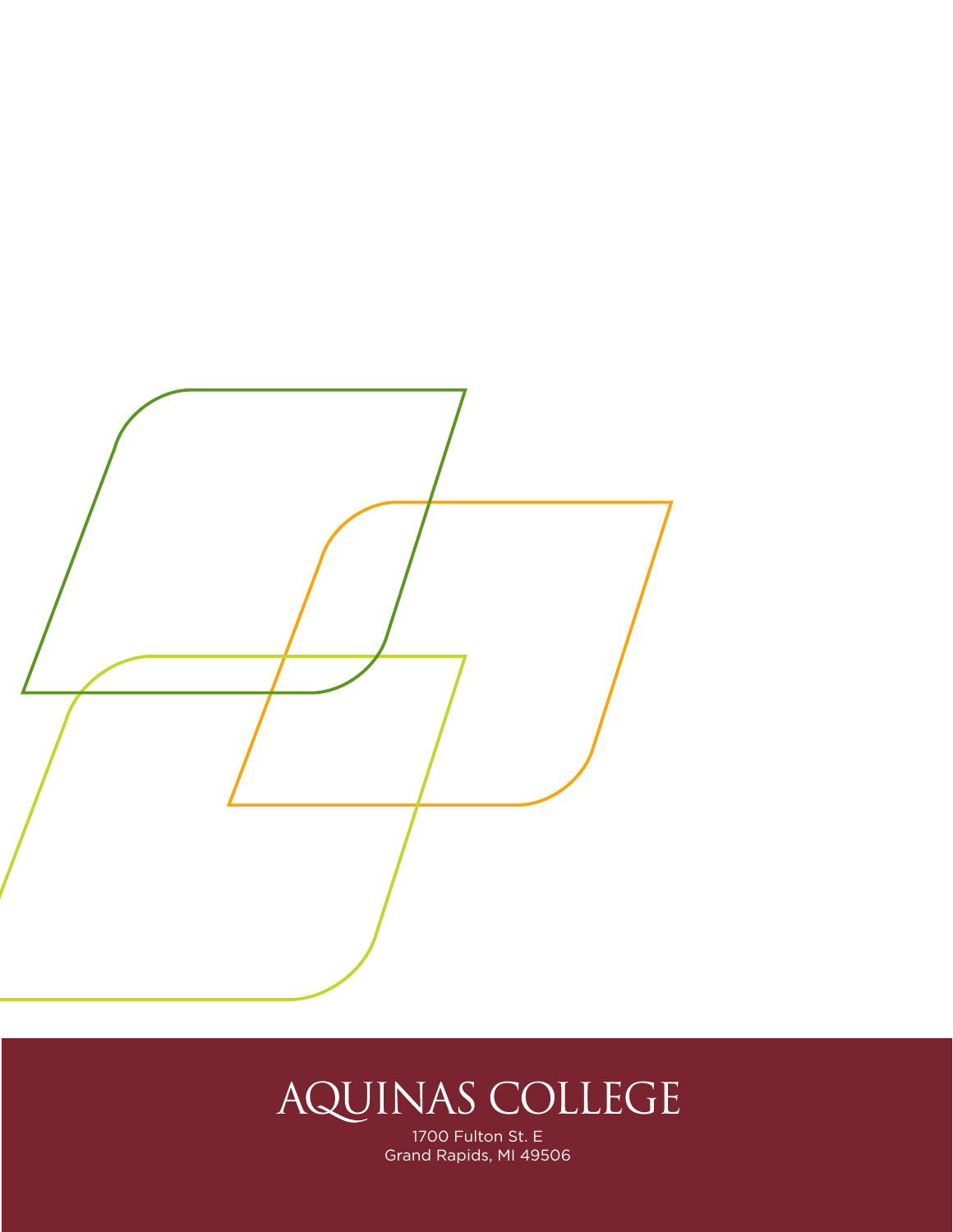AQUINAS COLLEGE

1700 Fulton St. E
Grand Rapids, MI 49506